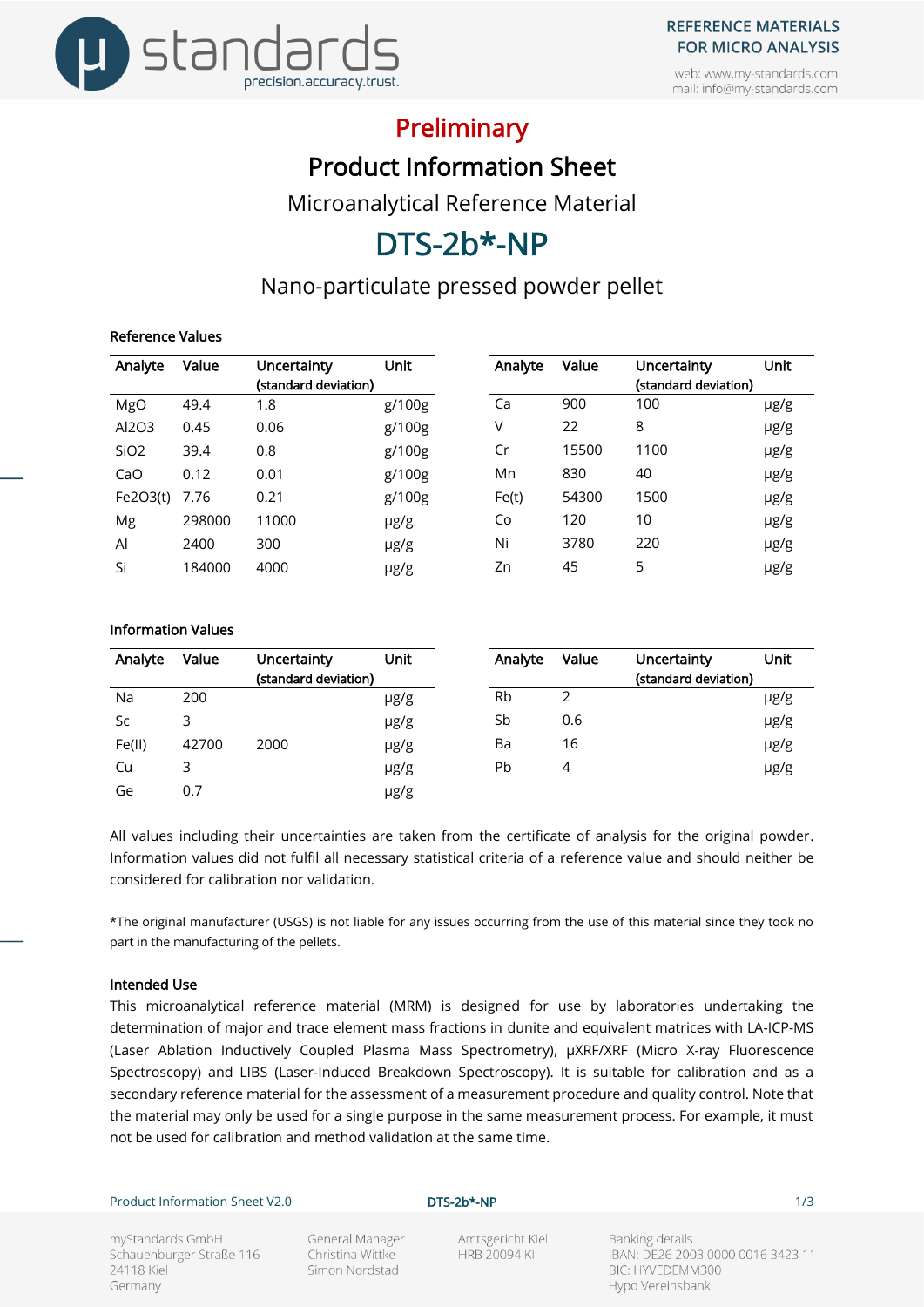# Preliminary

# Product Information Sheet

## Microanalytical Reference Material

# DTS-2b*-NP

## Nano-particulate pressed powder pellet

### Reference Values

| Analyte | Value | Uncertainty (standard deviation) | Unit |
|---|---|---|---|
| MgO | 49.4 | 1.8 | g/100g |
| $Al_2O_3$ | 0.45 | 0.06 | g/100g |
| $SiO_2$ | 39.4 | 0.8 | g/100g |
| CaO | 0.12 | 0.01 | g/100g |
| $Fe_2O_3$(t) | 7.76 | 0.21 | g/100g |
| Mg | 298000 | 11000 | µg/g |
| Al | 2400 | 300 | µg/g |
| Si | 184000 | 4000 | µg/g |
| Ca | 900 | 100 | µg/g |
| V | 22 | 8 | µg/g |
| Cr | 15500 | 1100 | µg/g |
| Mn | 830 | 40 | µg/g |
| Fe(t) | 54300 | 1500 | µg/g |
| Co | 120 | 10 | µg/g |
| Ni | 3780 | 220 | µg/g |
| Zn | 45 | 5 | µg/g |

### Information Values

| Analyte | Value | Uncertainty (standard deviation) | Unit |
|---|---|---|---|
| Na | 200 | | µg/g |
| Sc | 3 | | µg/g |
| Fe(II) | 42700 | 2000 | µg/g |
| Cu | 3 | | µg/g |
| Ge | 0.7 | | µg/g |
| Rb | 2 | | µg/g |
| Sb | 0.6 | | µg/g |
| Ba | 16 | | µg/g |
| Pb | 4 | | µg/g |

All values including their uncertainties are taken from the certificate of analysis for the original powder. Information values did not fulfil all necessary statistical criteria of a reference value and should neither be considered for calibration nor validation.

*The original manufacturer (USGS) is not liable for any issues occurring from the use of this material since they took no part in the manufacturing of the pellets.

### Intended Use

This microanalytical reference material (MRM) is designed for use by laboratories undertaking the determination of major and trace element mass fractions in dunite and equivalent matrices with LA-ICP-MS (Laser Ablation Inductively Coupled Plasma Mass Spectrometry), µXRF/XRF (Micro X-ray Fluorescence Spectroscopy) and LIBS (Laser-Induced Breakdown Spectroscopy). It is suitable for calibration and as a secondary reference material for the assessment of a measurement procedure and quality control. Note that the material may only be used for a single purpose in the same measurement process. For example, it must not be used for calibration and method validation at the same time.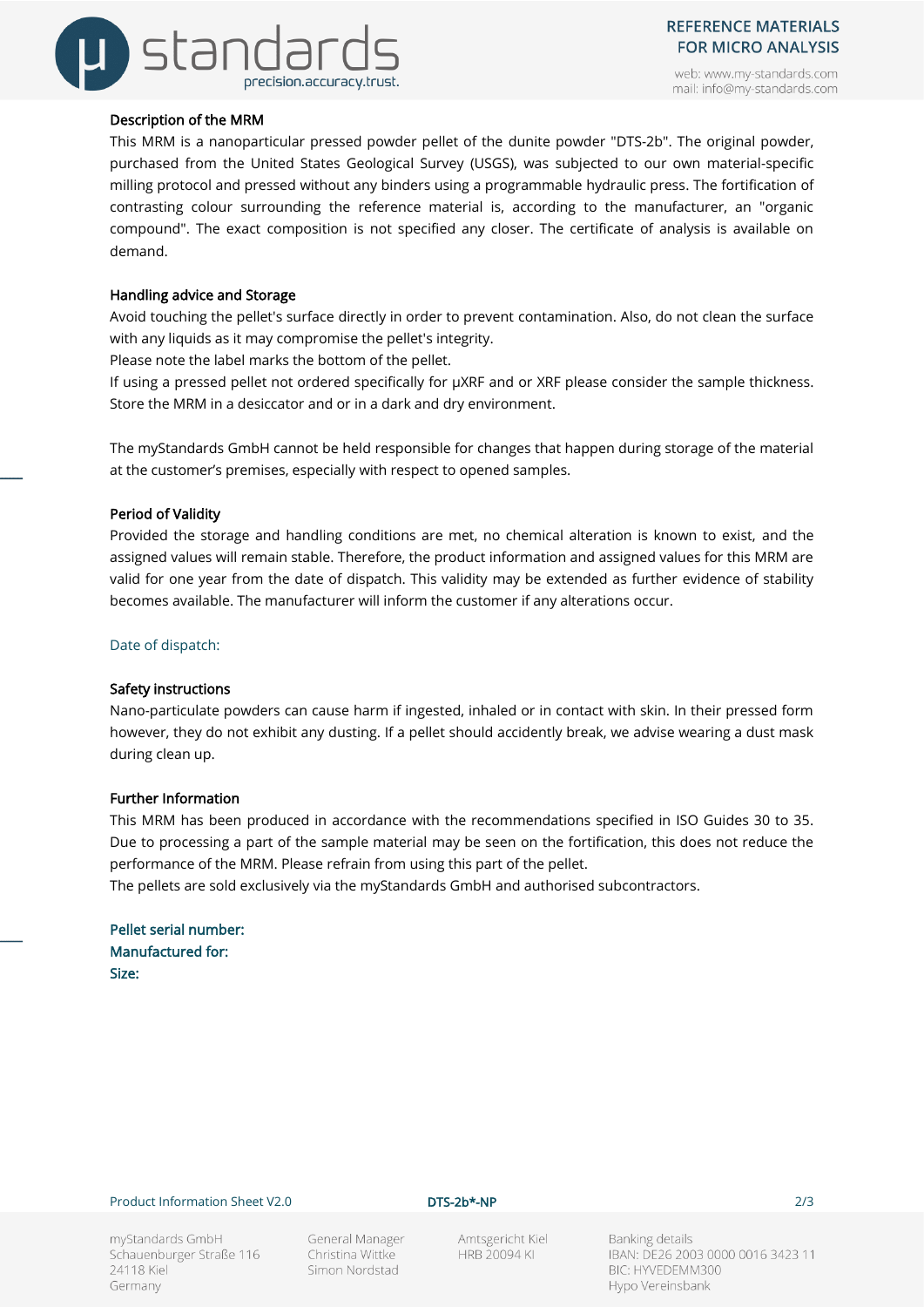## Description of the MRM

This MRM is a nanoparticular pressed powder pellet of the dunite powder "DTS-2b". The original powder, purchased from the United States Geological Survey (USGS), was subjected to our own material-specific milling protocol and pressed without any binders using a programmable hydraulic press. The fortification of contrasting colour surrounding the reference material is, according to the manufacturer, an "organic compound". The exact composition is not specified any closer. The certificate of analysis is available on demand.

## Handling advice and Storage

Avoid touching the pellet's surface directly in order to prevent contamination. Also, do not clean the surface with any liquids as it may compromise the pellet's integrity.

Please note the label marks the bottom of the pellet.

If using a pressed pellet not ordered specifically for µXRF and or XRF please consider the sample thickness. Store the MRM in a desiccator and or in a dark and dry environment.

The myStandards GmbH cannot be held responsible for changes that happen during storage of the material at the customer's premises, especially with respect to opened samples.

## Period of Validity

Provided the storage and handling conditions are met, no chemical alteration is known to exist, and the assigned values will remain stable. Therefore, the product information and assigned values for this MRM are valid for one year from the date of dispatch. This validity may be extended as further evidence of stability becomes available. The manufacturer will inform the customer if any alterations occur.

Date of dispatch:

## Safety instructions

Nano-particulate powders can cause harm if ingested, inhaled or in contact with skin. In their pressed form however, they do not exhibit any dusting. If a pellet should accidently break, we advise wearing a dust mask during clean up.

## Further Information

This MRM has been produced in accordance with the recommendations specified in ISO Guides 30 to 35. Due to processing a part of the sample material may be seen on the fortification, this does not reduce the performance of the MRM. Please refrain from using this part of the pellet.

The pellets are sold exclusively via the myStandards GmbH and authorised subcontractors.

**Pellet serial number:**
**Manufactured for:**
**Size:**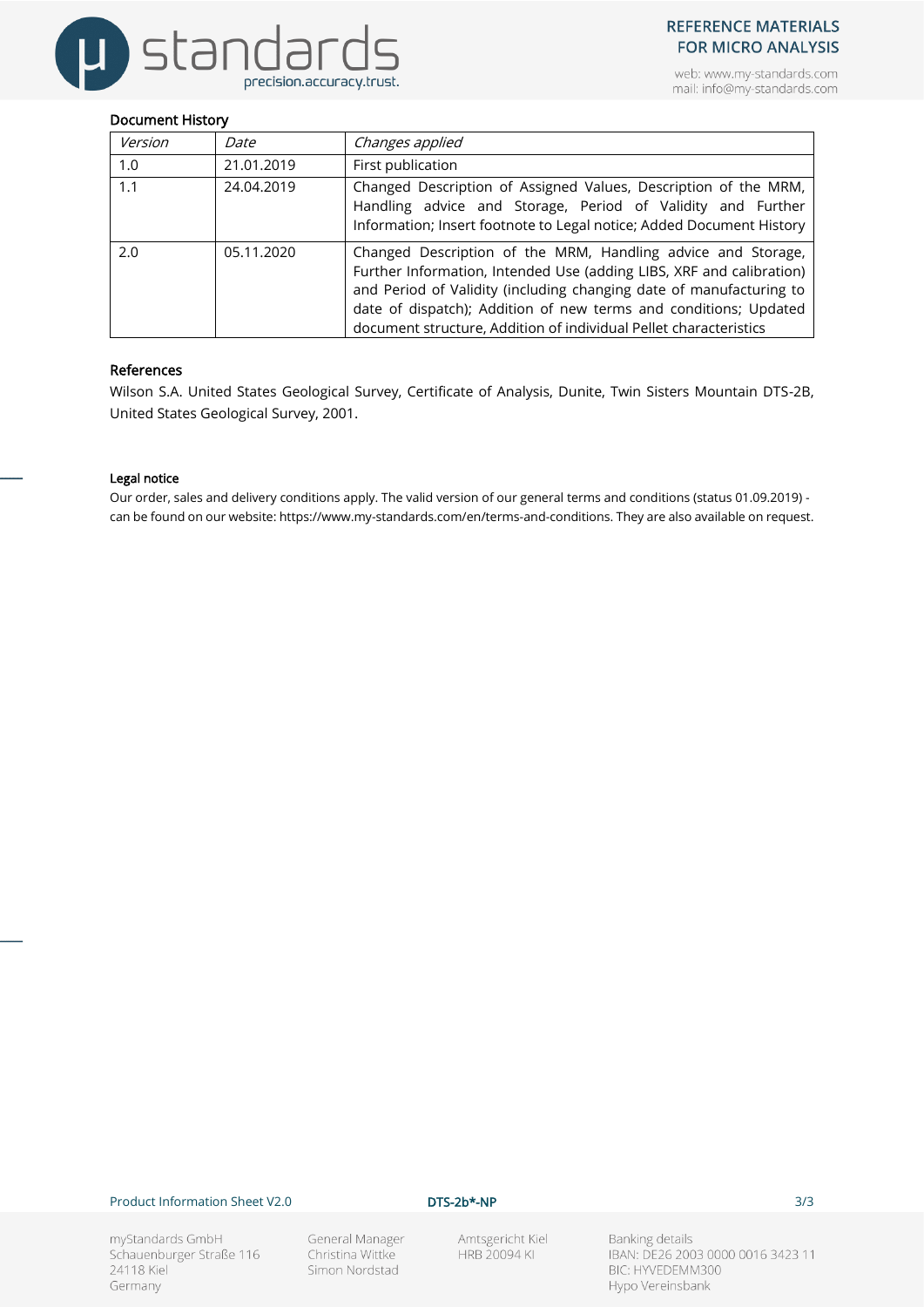### Document History

| Version | Date | Changes applied |
|---|---|---|
| 1.0 | 21.01.2019 | First publication |
| 1.1 | 24.04.2019 | Changed Description of Assigned Values, Description of the MRM, Handling advice and Storage, Period of Validity and Further Information; Insert footnote to Legal notice; Added Document History |
| 2.0 | 05.11.2020 | Changed Description of the MRM, Handling advice and Storage, Further Information, Intended Use (adding LIBS, XRF and calibration) and Period of Validity (including changing date of manufacturing to date of dispatch); Addition of new terms and conditions; Updated document structure, Addition of individual Pellet characteristics |

### References

Wilson S.A. United States Geological Survey, Certificate of Analysis, Dunite, Twin Sisters Mountain DTS-2B, United States Geological Survey, 2001.

### Legal notice

Our order, sales and delivery conditions apply. The valid version of our general terms and conditions (status 01.09.2019) - can be found on our website: https://www.my-standards.com/en/terms-and-conditions. They are also available on request.